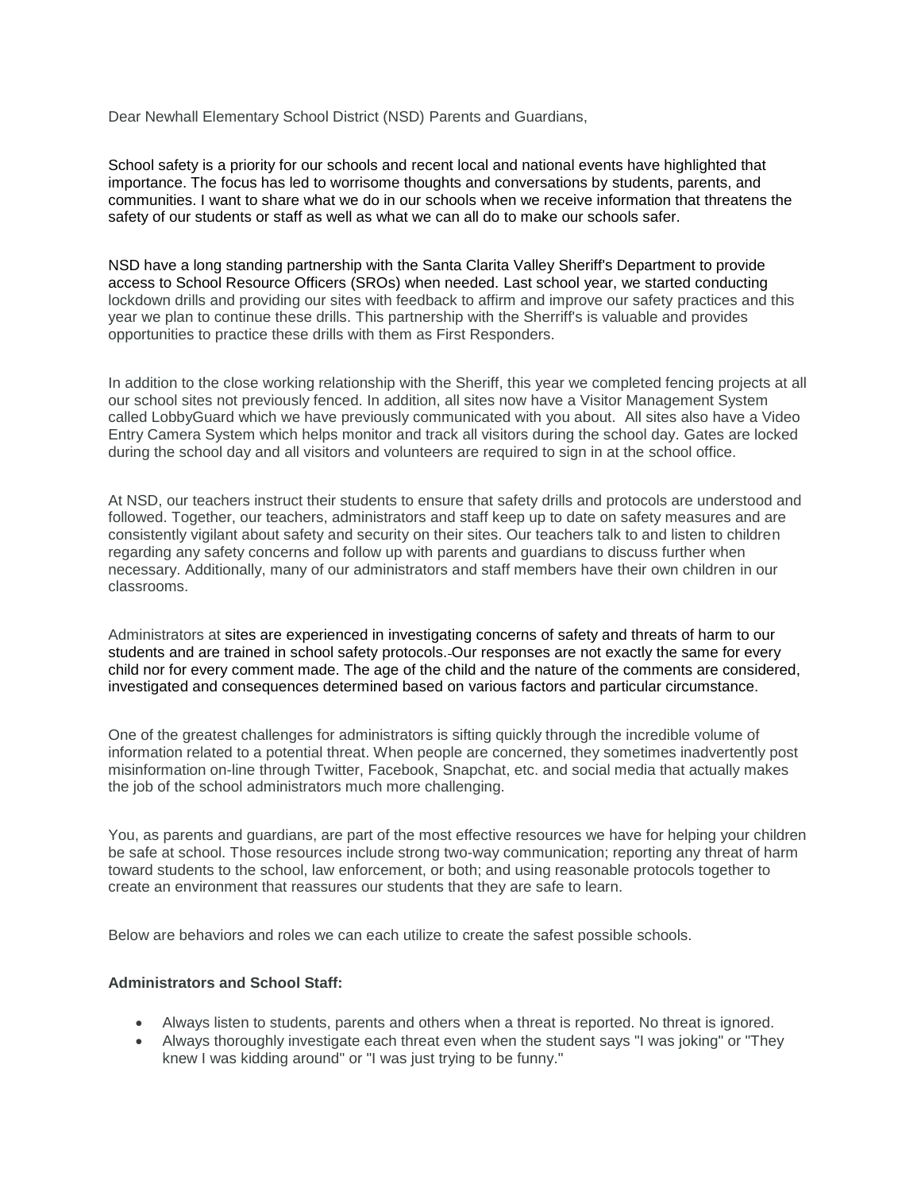Dear Newhall Elementary School District (NSD) Parents and Guardians,

School safety is a priority for our schools and recent local and national events have highlighted that importance. The focus has led to worrisome thoughts and conversations by students, parents, and communities. I want to share what we do in our schools when we receive information that threatens the safety of our students or staff as well as what we can all do to make our schools safer.

NSD have a long standing partnership with the Santa Clarita Valley Sheriff's Department to provide access to School Resource Officers (SROs) when needed. Last school year, we started conducting lockdown drills and providing our sites with feedback to affirm and improve our safety practices and this year we plan to continue these drills. This partnership with the Sherriff's is valuable and provides opportunities to practice these drills with them as First Responders.

In addition to the close working relationship with the Sheriff, this year we completed fencing projects at all our school sites not previously fenced. In addition, all sites now have a Visitor Management System called LobbyGuard which we have previously communicated with you about. All sites also have a Video Entry Camera System which helps monitor and track all visitors during the school day. Gates are locked during the school day and all visitors and volunteers are required to sign in at the school office.

At NSD, our teachers instruct their students to ensure that safety drills and protocols are understood and followed. Together, our teachers, administrators and staff keep up to date on safety measures and are consistently vigilant about safety and security on their sites. Our teachers talk to and listen to children regarding any safety concerns and follow up with parents and guardians to discuss further when necessary. Additionally, many of our administrators and staff members have their own children in our classrooms.

Administrators at sites are experienced in investigating concerns of safety and threats of harm to our students and are trained in school safety protocols. Our responses are not exactly the same for every child nor for every comment made. The age of the child and the nature of the comments are considered, investigated and consequences determined based on various factors and particular circumstance.

One of the greatest challenges for administrators is sifting quickly through the incredible volume of information related to a potential threat. When people are concerned, they sometimes inadvertently post misinformation on-line through Twitter, Facebook, Snapchat, etc. and social media that actually makes the job of the school administrators much more challenging.

You, as parents and guardians, are part of the most effective resources we have for helping your children be safe at school. Those resources include strong two-way communication; reporting any threat of harm toward students to the school, law enforcement, or both; and using reasonable protocols together to create an environment that reassures our students that they are safe to learn.

Below are behaviors and roles we can each utilize to create the safest possible schools.

**Administrators and School Staff:**

- Always listen to students, parents and others when a threat is reported. No threat is ignored.
- Always thoroughly investigate each threat even when the student says "I was joking" or "They knew I was kidding around" or "I was just trying to be funny."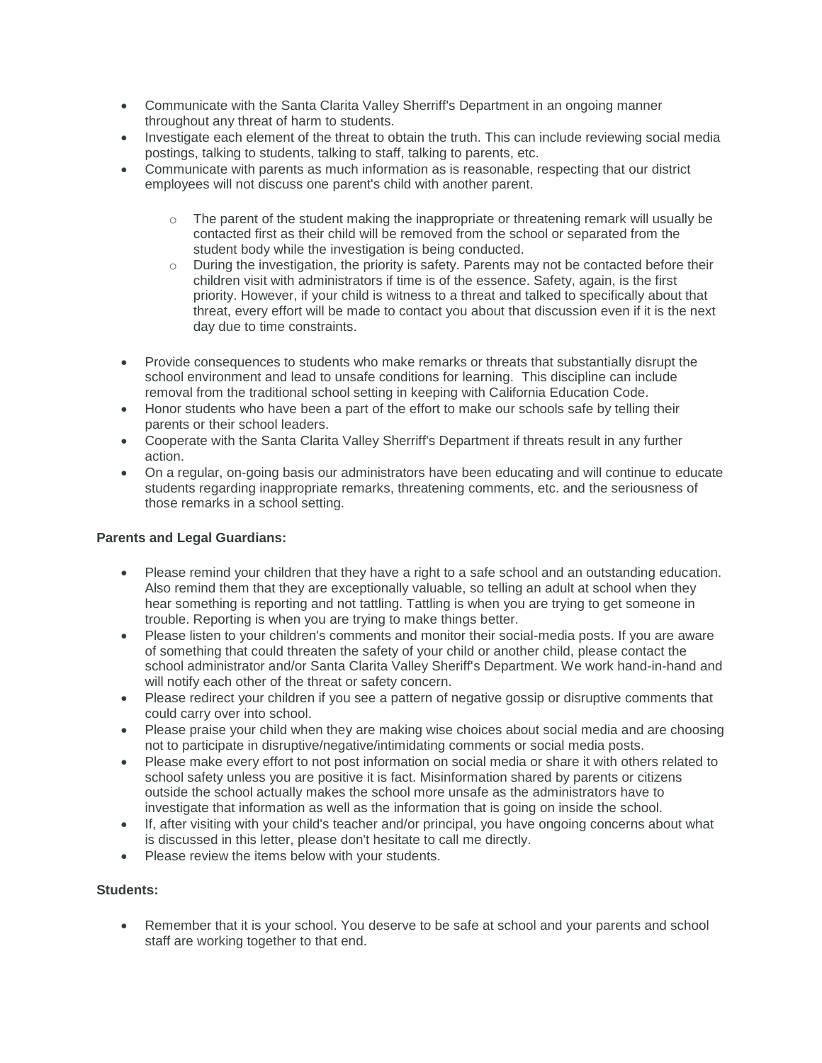- Communicate with the Santa Clarita Valley Sherriff's Department in an ongoing manner throughout any threat of harm to students.
- Investigate each element of the threat to obtain the truth. This can include reviewing social media postings, talking to students, talking to staff, talking to parents, etc.
- Communicate with parents as much information as is reasonable, respecting that our district employees will not discuss one parent's child with another parent.
    - The parent of the student making the inappropriate or threatening remark will usually be contacted first as their child will be removed from the school or separated from the student body while the investigation is being conducted.
    - During the investigation, the priority is safety. Parents may not be contacted before their children visit with administrators if time is of the essence. Safety, again, is the first priority. However, if your child is witness to a threat and talked to specifically about that threat, every effort will be made to contact you about that discussion even if it is the next day due to time constraints.
- Provide consequences to students who make remarks or threats that substantially disrupt the school environment and lead to unsafe conditions for learning. This discipline can include removal from the traditional school setting in keeping with California Education Code.
- Honor students who have been a part of the effort to make our schools safe by telling their parents or their school leaders.
- Cooperate with the Santa Clarita Valley Sherriff's Department if threats result in any further action.
- On a regular, on-going basis our administrators have been educating and will continue to educate students regarding inappropriate remarks, threatening comments, etc. and the seriousness of those remarks in a school setting.

**Parents and Legal Guardians:**

- Please remind your children that they have a right to a safe school and an outstanding education. Also remind them that they are exceptionally valuable, so telling an adult at school when they hear something is reporting and not tattling. Tattling is when you are trying to get someone in trouble. Reporting is when you are trying to make things better.
- Please listen to your children's comments and monitor their social-media posts. If you are aware of something that could threaten the safety of your child or another child, please contact the school administrator and/or Santa Clarita Valley Sheriff's Department. We work hand-in-hand and will notify each other of the threat or safety concern.
- Please redirect your children if you see a pattern of negative gossip or disruptive comments that could carry over into school.
- Please praise your child when they are making wise choices about social media and are choosing not to participate in disruptive/negative/intimidating comments or social media posts.
- Please make every effort to not post information on social media or share it with others related to school safety unless you are positive it is fact. Misinformation shared by parents or citizens outside the school actually makes the school more unsafe as the administrators have to investigate that information as well as the information that is going on inside the school.
- If, after visiting with your child's teacher and/or principal, you have ongoing concerns about what is discussed in this letter, please don't hesitate to call me directly.
- Please review the items below with your students.

**Students:**

- Remember that it is your school. You deserve to be safe at school and your parents and school staff are working together to that end.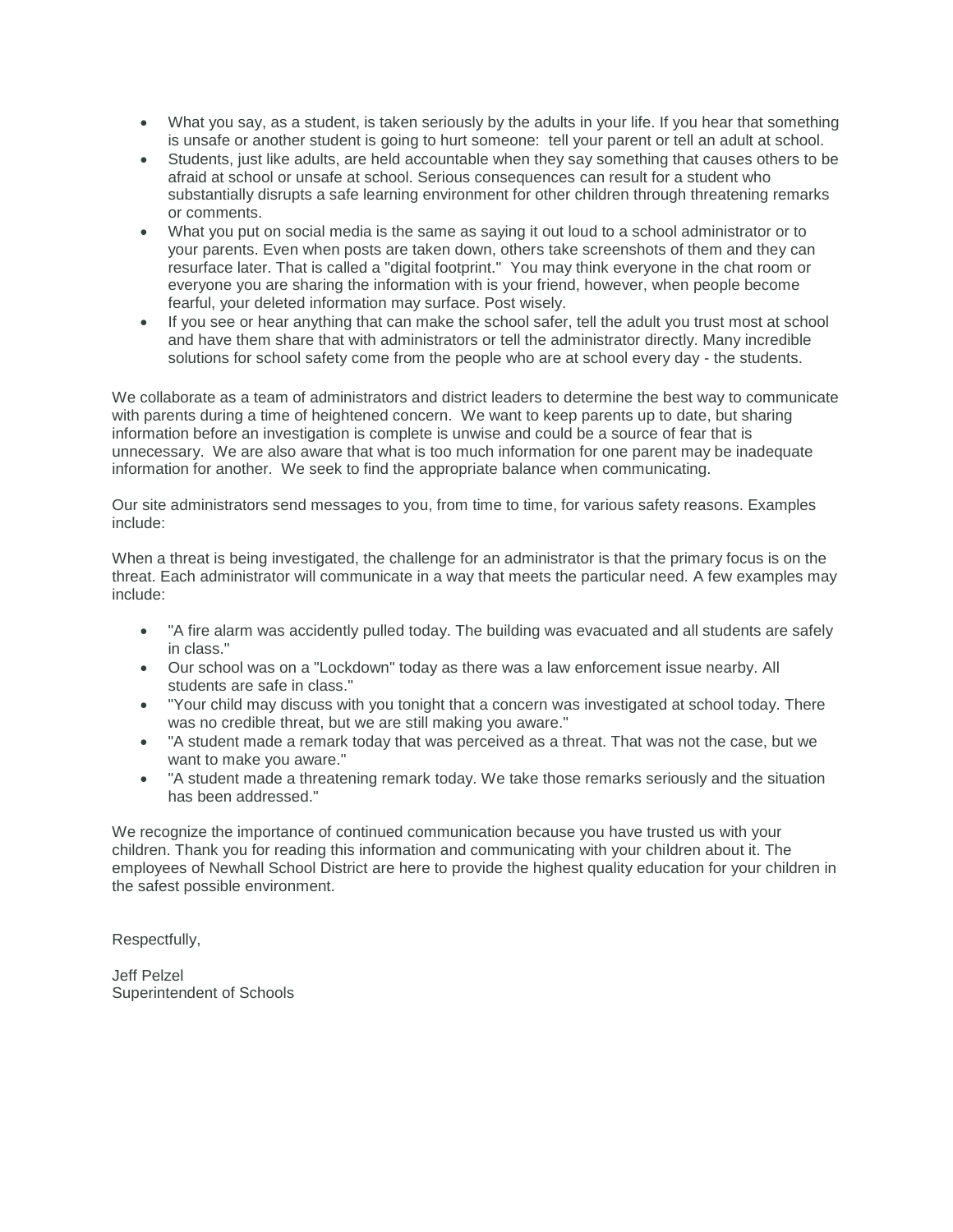- What you say, as a student, is taken seriously by the adults in your life. If you hear that something is unsafe or another student is going to hurt someone: tell your parent or tell an adult at school.
- Students, just like adults, are held accountable when they say something that causes others to be afraid at school or unsafe at school. Serious consequences can result for a student who substantially disrupts a safe learning environment for other children through threatening remarks or comments.
- What you put on social media is the same as saying it out loud to a school administrator or to your parents. Even when posts are taken down, others take screenshots of them and they can resurface later. That is called a "digital footprint." You may think everyone in the chat room or everyone you are sharing the information with is your friend, however, when people become fearful, your deleted information may surface. Post wisely.
- If you see or hear anything that can make the school safer, tell the adult you trust most at school and have them share that with administrators or tell the administrator directly. Many incredible solutions for school safety come from the people who are at school every day - the students.

We collaborate as a team of administrators and district leaders to determine the best way to communicate with parents during a time of heightened concern. We want to keep parents up to date, but sharing information before an investigation is complete is unwise and could be a source of fear that is unnecessary. We are also aware that what is too much information for one parent may be inadequate information for another. We seek to find the appropriate balance when communicating.

Our site administrators send messages to you, from time to time, for various safety reasons. Examples include:

When a threat is being investigated, the challenge for an administrator is that the primary focus is on the threat. Each administrator will communicate in a way that meets the particular need. A few examples may include:

- "A fire alarm was accidently pulled today. The building was evacuated and all students are safely in class."
- Our school was on a "Lockdown" today as there was a law enforcement issue nearby. All students are safe in class."
- "Your child may discuss with you tonight that a concern was investigated at school today. There was no credible threat, but we are still making you aware."
- "A student made a remark today that was perceived as a threat. That was not the case, but we want to make you aware."
- "A student made a threatening remark today. We take those remarks seriously and the situation has been addressed."

We recognize the importance of continued communication because you have trusted us with your children. Thank you for reading this information and communicating with your children about it. The employees of Newhall School District are here to provide the highest quality education for your children in the safest possible environment.

Respectfully,

Jeff Pelzel
Superintendent of Schools